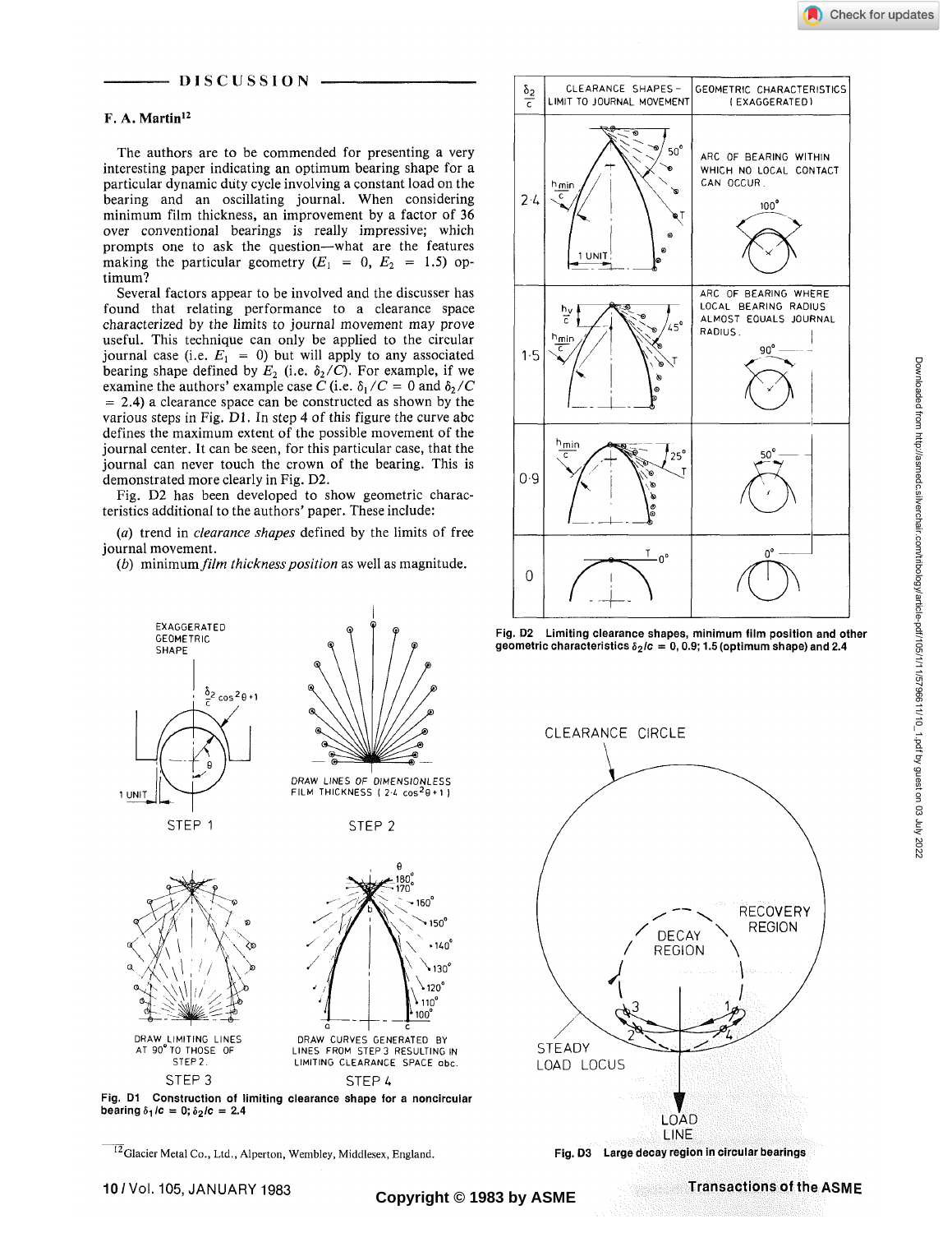## DISCUSSION

### F. A. Martin[12]

The authors are to be commended for presenting a very interesting paper indicating an optimum bearing shape for a particular dynamic duty cycle involving a constant load on the bearing and an oscillating journal. When considering minimum film thickness, an improvement by a factor of 36 over conventional bearings is really impressive; which prompts one to ask the question—what are the features making the particular geometry ($E_1 = 0$, $E_2 = 1.5$) optimum?

Several factors appear to be involved and the discusser has found that relating performance to a clearance space characterized by the limits to journal movement may prove useful. This technique can only be applied to the circular journal case (i.e. $E_1 = 0$) but will apply to any associated bearing shape defined by $E_2$ (i.e. $\delta_2/C$). For example, if we examine the authors' example case *C* (i.e. $\delta_1/C = 0$ and $\delta_2/C = 2.4$) a clearance space can be constructed as shown by the various steps in Fig. D1. In step 4 of this figure the curve abc defines the maximum extent of the possible movement of the journal center. It can be seen, for this particular case, that the journal can never touch the crown of the bearing. This is demonstrated more clearly in Fig. D2.

Fig. D2 has been developed to show geometric characteristics additional to the authors' paper. These include:

(*a*) trend in *clearance shapes* defined by the limits of free journal movement.

(*b*) minimum *film thickness position* as well as magnitude.

Fig. D1 Construction of limiting clearance shape for a noncircular bearing $\delta_1/c = 0$; $\delta_2/c = 2.4$

Fig. D2 Limiting clearance shapes, minimum film position and other geometric characteristics $\delta_2/c = 0, 0.9; 1.5$ (optimum shape) and 2.4

Fig. D3 Large decay region in circular bearings

[12] Glacier Metal Co., Ltd., Alperton, Wembley, Middlesex, England.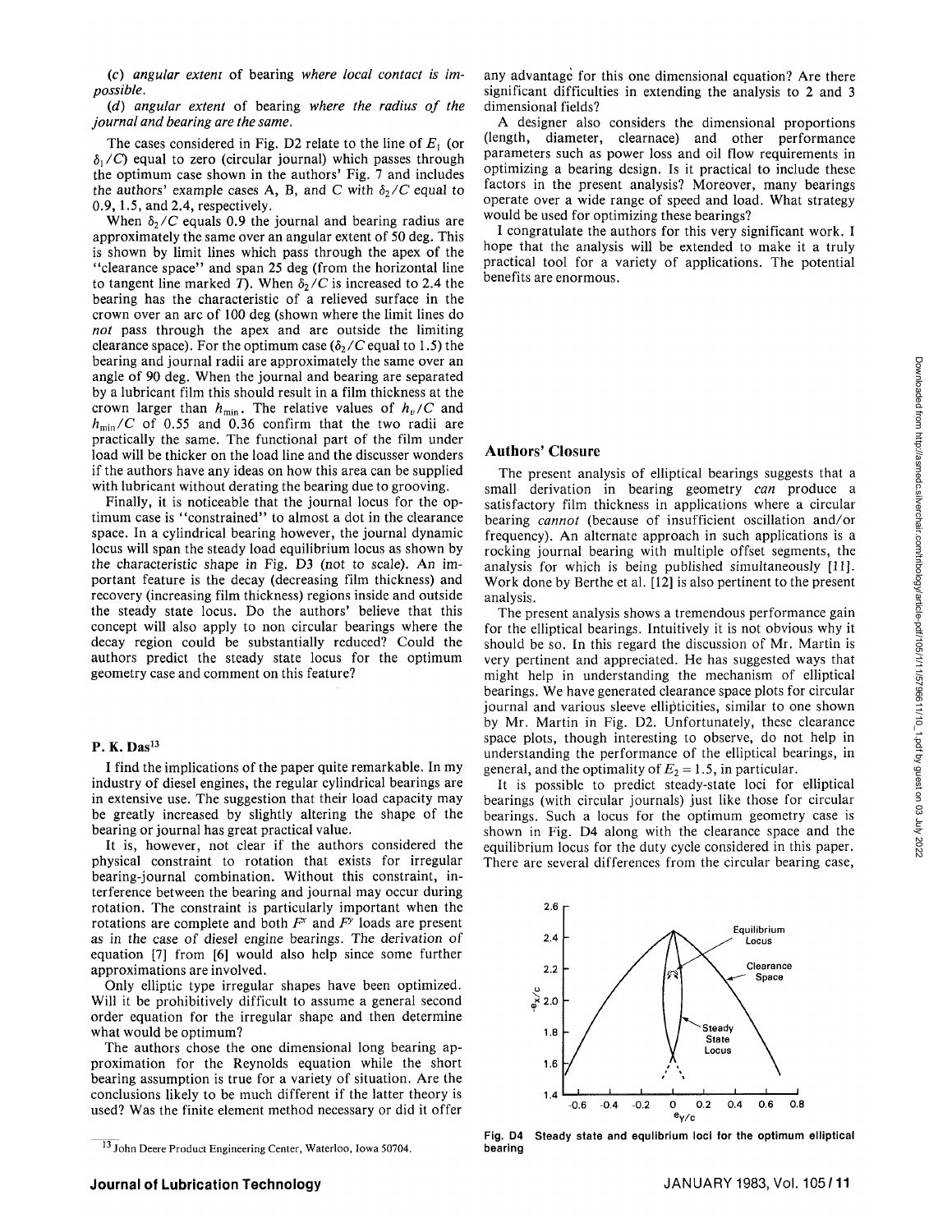(*c*) *angular extent* of bearing *where local contact is impossible.*

(*d*) *angular extent* of bearing *where the radius of the journal and bearing are the same.*

The cases considered in Fig. D2 relate to the line of $E_1$ (or $\delta_1/C$) equal to zero (circular journal) which passes through the optimum case shown in the authors' Fig. 7 and includes the authors' example cases A, B, and C with $\delta_2/C$ equal to 0.9, 1.5, and 2.4, respectively.

When $\delta_2/C$ equals 0.9 the journal and bearing radius are approximately the same over an angular extent of 50 deg. This is shown by limit lines which pass through the apex of the "clearance space" and span 25 deg (from the horizontal line to tangent line marked *T*). When $\delta_2/C$ is increased to 2.4 the bearing has the characteristic of a relieved surface in the crown over an arc of 100 deg (shown where the limit lines do *not* pass through the apex and are outside the limiting clearance space). For the optimum case ($\delta_2/C$ equal to 1.5) the bearing and journal radii are approximately the same over an angle of 90 deg. When the journal and bearing are separated by a lubricant film this should result in a film thickness at the crown larger than $h_{min}$. The relative values of $h_v/C$ and $h_{min}/C$ of 0.55 and 0.36 confirm that the two radii are practically the same. The functional part of the film under load will be thicker on the load line and the discusser wonders if the authors have any ideas on how this area can be supplied with lubricant without derating the bearing due to grooving.

Finally, it is noticeable that the journal locus for the optimum case is "constrained" to almost a dot in the clearance space. In a cylindrical bearing however, the journal dynamic locus will span the steady load equilibrium locus as shown by the characteristic shape in Fig. D3 (not to scale). An important feature is the decay (decreasing film thickness) and recovery (increasing film thickness) regions inside and outside the steady state locus. Do the authors' believe that this concept will also apply to non circular bearings where the decay region could be substantially reduced? Could the authors predict the steady state locus for the optimum geometry case and comment on this feature?

### P. K. Das[13]

I find the implications of the paper quite remarkable. In my industry of diesel engines, the regular cylindrical bearings are in extensive use. The suggestion that their load capacity may be greatly increased by slightly altering the shape of the bearing or journal has great practical value.

It is, however, not clear if the authors considered the physical constraint to rotation that exists for irregular bearing-journal combination. Without this constraint, interference between the bearing and journal may occur during rotation. The constraint is particularly important when the rotations are complete and both $F^x$ and $F^y$ loads are present as in the case of diesel engine bearings. The derivation of equation [7] from [6] would also help since some further approximations are involved.

Only elliptic type irregular shapes have been optimized. Will it be prohibitively difficult to assume a general second order equation for the irregular shape and then determine what would be optimum?

The authors chose the one dimensional long bearing approximation for the Reynolds equation while the short bearing assumption is true for a variety of situation. Are the conclusions likely to be much different if the latter theory is used? Was the finite element method necessary or did it offer any advantage for this one dimensional equation? Are there significant difficulties in extending the analysis to 2 and 3 dimensional fields?

A designer also considers the dimensional proportions (length, diameter, clearnace) and other performance parameters such as power loss and oil flow requirements in optimizing a bearing design. Is it practical to include these factors in the present analysis? Moreover, many bearings operate over a wide range of speed and load. What strategy would be used for optimizing these bearings?

I congratulate the authors for this very significant work. I hope that the analysis will be extended to make it a truly practical tool for a variety of applications. The potential benefits are enormous.

[13] John Deere Product Engineering Center, Waterloo, Iowa 50704.

## Authors' Closure

The present analysis of elliptical bearings suggests that a small derivation in bearing geometry *can* produce a satisfactory film thickness in applications where a circular bearing *cannot* (because of insufficient oscillation and/or frequency). An alternate approach in such applications is a rocking journal bearing with multiple offset segments, the analysis for which is being published simultaneously [11]. Work done by Berthe et al. [12] is also pertinent to the present analysis.

The present analysis shows a tremendous performance gain for the elliptical bearings. Intuitively it is not obvious why it should be so. In this regard the discussion of Mr. Martin is very pertinent and appreciated. He has suggested ways that might help in understanding the mechanism of elliptical bearings. We have generated clearance space plots for circular journal and various sleeve ellipticities, similar to one shown by Mr. Martin in Fig. D2. Unfortunately, these clearance space plots, though interesting to observe, do not help in understanding the performance of the elliptical bearings, in general, and the optimality of $E_2 = 1.5$, in particular.

It is possible to predict steady-state loci for elliptical bearings (with circular journals) just like those for circular bearings. Such a locus for the optimum geometry case is shown in Fig. D4 along with the clearance space and the equilibrium locus for the duty cycle considered in this paper. There are several differences from the circular bearing case,

Fig. D4 Steady state and equlibrium loci for the optimum elliptical bearing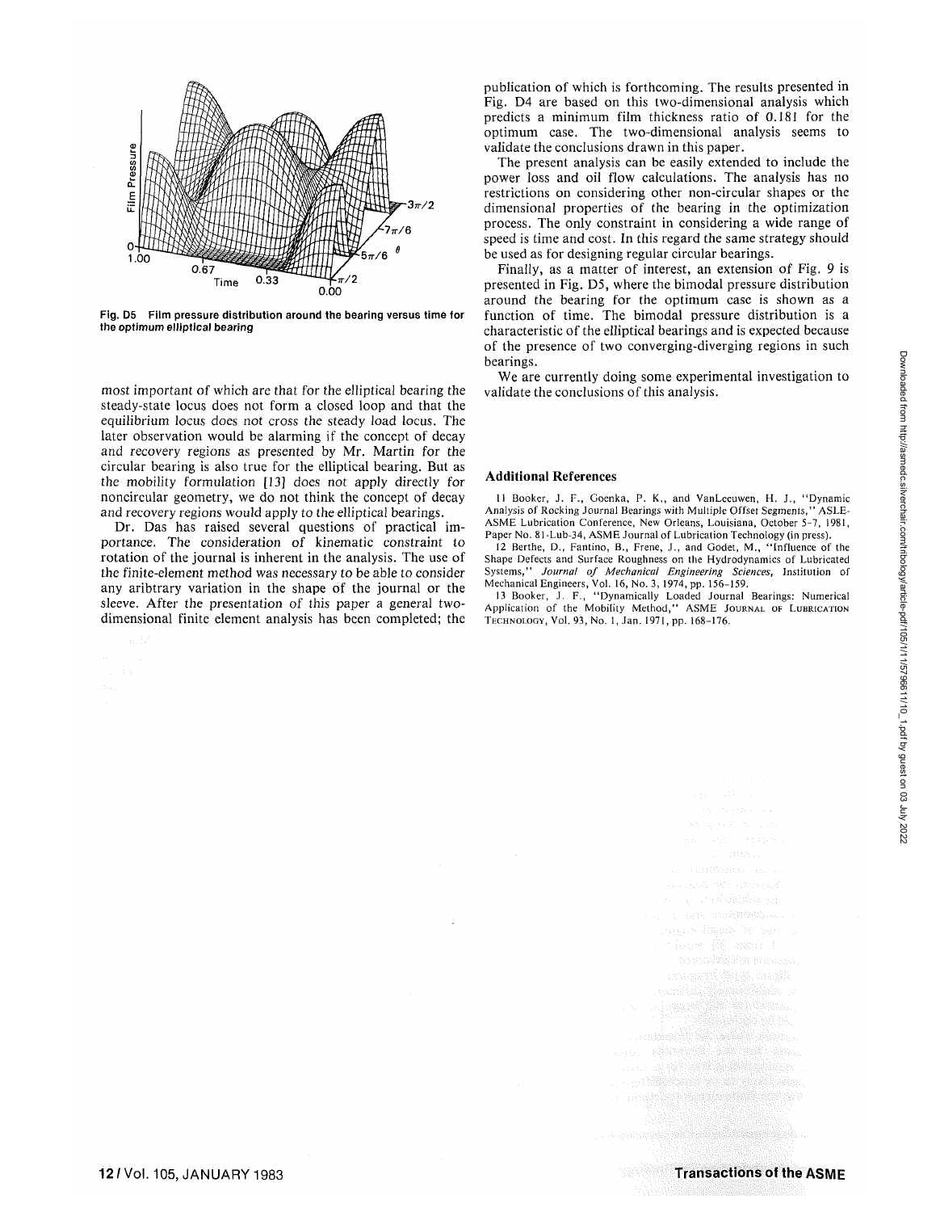Film Pressure

0

1.00

0.67

Time

0.33

0.00

$3\pi/2$

$7\pi/6$

$5\pi/6$

$\theta$

$\pi/2$

**Fig. D5 Film pressure distribution around the bearing versus time for the optimum elliptical bearing**

most important of which are that for the elliptical bearing the steady-state locus does not form a closed loop and that the equilibrium locus does not cross the steady load locus. The later observation would be alarming if the concept of decay and recovery regions as presented by Mr. Martin for the circular bearing is also true for the elliptical bearing. But as the mobility formulation [13] does not apply directly for noncircular geometry, we do not think the concept of decay and recovery regions would apply to the elliptical bearings.

Dr. Das has raised several questions of practical importance. The consideration of kinematic constraint to rotation of the journal is inherent in the analysis. The use of the finite-element method was necessary to be able to consider any aribtrary variation in the shape of the journal or the sleeve. After the presentation of this paper a general two-dimensional finite element analysis has been completed; the publication of which is forthcoming. The results presented in Fig. D4 are based on this two-dimensional analysis which predicts a minimum film thickness ratio of 0.181 for the optimum case. The two-dimensional analysis seems to validate the conclusions drawn in this paper.

The present analysis can be easily extended to include the power loss and oil flow calculations. The analysis has no restrictions on considering other non-circular shapes or the dimensional properties of the bearing in the optimization process. The only constraint in considering a wide range of speed is time and cost. In this regard the same strategy should be used as for designing regular circular bearings.

Finally, as a matter of interest, an extension of Fig. 9 is presented in Fig. D5, where the bimodal pressure distribution around the bearing for the optimum case is shown as a function of time. The bimodal pressure distribution is a characteristic of the elliptical bearings and is expected because of the presence of two converging-diverging regions in such bearings.

We are currently doing some experimental investigation to validate the conclusions of this analysis.

## Additional References

11 Booker, J. F., Goenka, P. K., and VanLeeuwen, H. J., "Dynamic Analysis of Rocking Journal Bearings with Multiple Offset Segments," ASLE-ASME Lubrication Conference, New Orleans, Louisiana, October 5-7, 1981, Paper No. 81-Lub-34, ASME Journal of Lubrication Technology (in press).

12 Berthe, D., Fantino, B., Frene, J., and Godet, M., "Influence of the Shape Defects and Surface Roughness on the Hydrodynamics of Lubricated Systems," *Journal of Mechanical Engineering Sciences*, Institution of Mechanical Engineers, Vol. 16, No. 3, 1974, pp. 156-159.

13 Booker, J. F., "Dynamically Loaded Journal Bearings: Numerical Application of the Mobility Method," ASME JOURNAL OF LUBRICATION TECHNOLOGY, Vol. 93, No. 1, Jan. 1971, pp. 168-176.